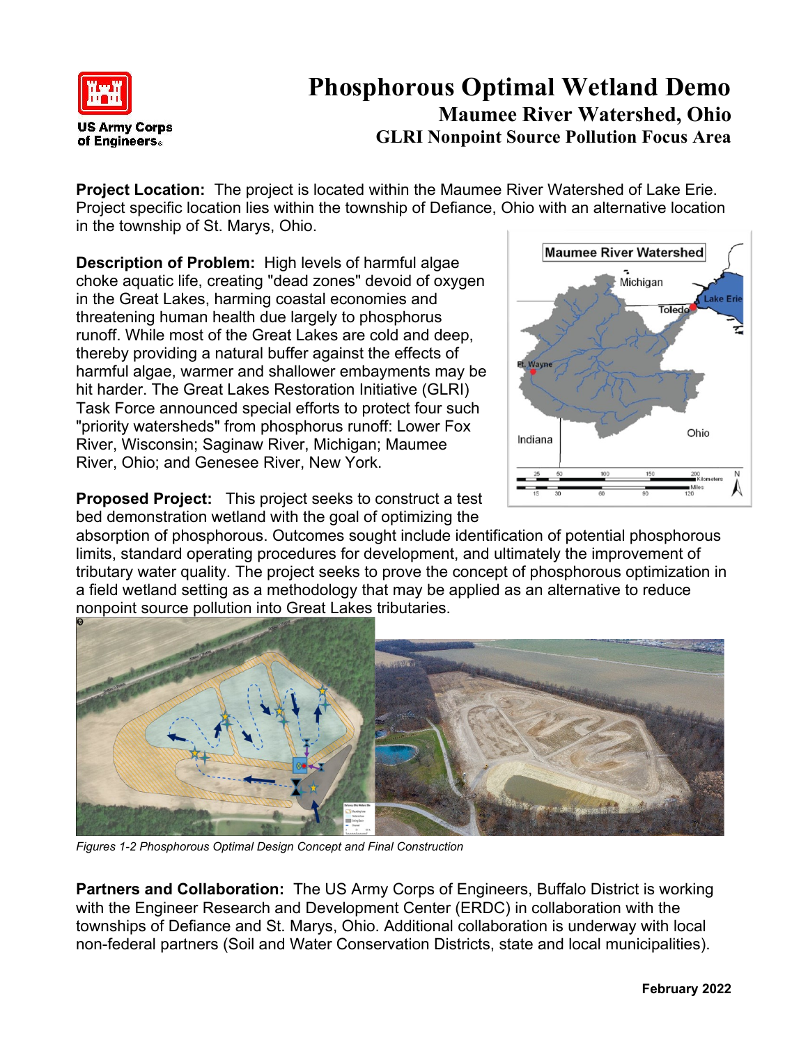US Army Corps of Engineers

# Phosphorous Optimal Wetland Demo

## Maumee River Watershed, Ohio

### GLRI Nonpoint Source Pollution Focus Area

**Project Location:** The project is located within the Maumee River Watershed of Lake Erie. Project specific location lies within the township of Defiance, Ohio with an alternative location in the township of St. Marys, Ohio.

**Description of Problem:** High levels of harmful algae choke aquatic life, creating "dead zones" devoid of oxygen in the Great Lakes, harming coastal economies and threatening human health due largely to phosphorus runoff. While most of the Great Lakes are cold and deep, thereby providing a natural buffer against the effects of harmful algae, warmer and shallower embayments may be hit harder. The Great Lakes Restoration Initiative (GLRI) Task Force announced special efforts to protect four such "priority watersheds" from phosphorus runoff: Lower Fox River, Wisconsin; Saginaw River, Michigan; Maumee River, Ohio; and Genesee River, New York.

**Proposed Project:** This project seeks to construct a test bed demonstration wetland with the goal of optimizing the absorption of phosphorous. Outcomes sought include identification of potential phosphorous limits, standard operating procedures for development, and ultimately the improvement of tributary water quality. The project seeks to prove the concept of phosphorous optimization in a field wetland setting as a methodology that may be applied as an alternative to reduce nonpoint source pollution into Great Lakes tributaries.

*Figures 1-2 Phosphorous Optimal Design Concept and Final Construction*

**Partners and Collaboration:** The US Army Corps of Engineers, Buffalo District is working with the Engineer Research and Development Center (ERDC) in collaboration with the townships of Defiance and St. Marys, Ohio. Additional collaboration is underway with local non-federal partners (Soil and Water Conservation Districts, state and local municipalities).

February 2022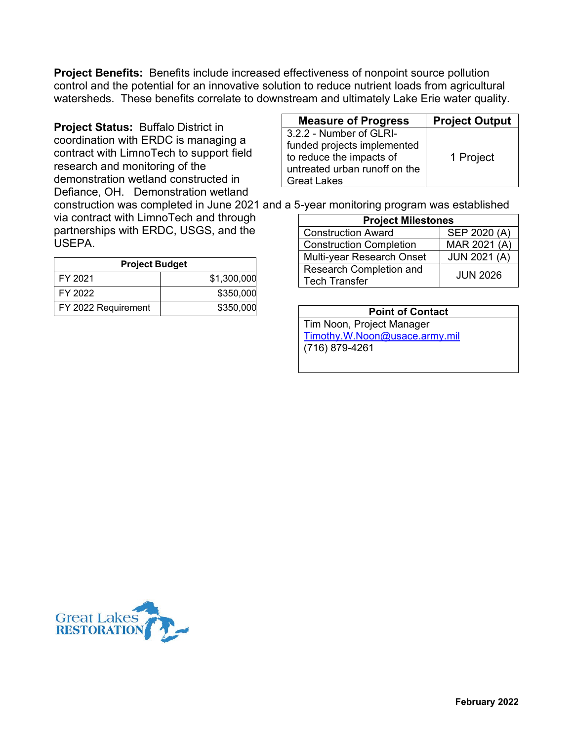**Project Benefits:** Benefits include increased effectiveness of nonpoint source pollution control and the potential for an innovative solution to reduce nutrient loads from agricultural watersheds. These benefits correlate to downstream and ultimately Lake Erie water quality.

**Project Status:** Buffalo District in coordination with ERDC is managing a contract with LimnoTech to support field research and monitoring of the demonstration wetland constructed in Defiance, OH. Demonstration wetland construction was completed in June 2021 and a 5-year monitoring program was established via contract with LimnoTech and through partnerships with ERDC, USGS, and the USEPA.

| Measure of Progress | Project Output |
|---|---|
| 3.2.2 - Number of GLRI-funded projects implemented to reduce the impacts of untreated urban runoff on the Great Lakes | 1 Project |

| Project Milestones | |
|---|---|
| Construction Award | SEP 2020 (A) |
| Construction Completion | MAR 2021 (A) |
| Multi-year Research Onset | JUN 2021 (A) |
| Research Completion and Tech Transfer | JUN 2026 |

| Project Budget | |
|---|---|
| FY 2021 | $1,300,000 |
| FY 2022 | $350,000 |
| FY 2022 Requirement | $350,000 |

| Point of Contact |
|---|
| Tim Noon, Project Manager<br>Timothy.W.Noon@usace.army.mil<br>(716) 879-4261 |

Great Lakes RESTORATION

February 2022